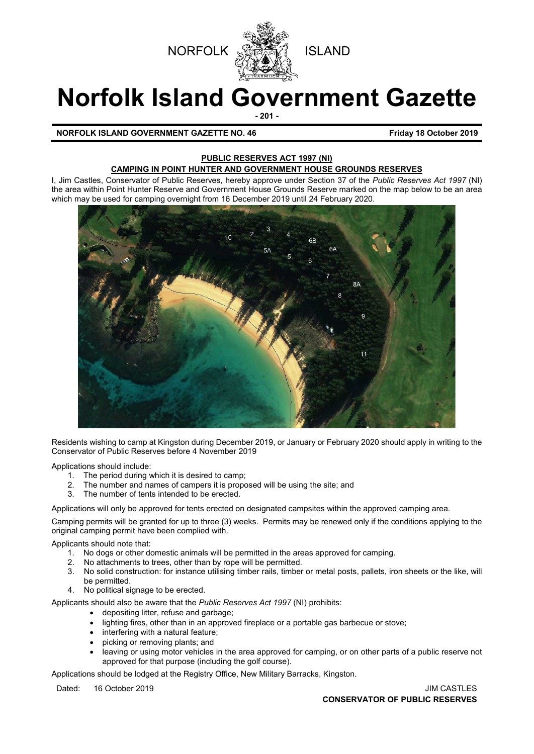NORFOLK ISLAND

# Norfolk Island Government Gazette

**NORFOLK ISLAND GOVERNMENT GAZETTE NO. 46** **Friday 18 October 2019**

## PUBLIC RESERVES ACT 1997 (NI)

## CAMPING IN POINT HUNTER AND GOVERNMENT HOUSE GROUNDS RESERVES

I, Jim Castles, Conservator of Public Reserves, hereby approve under Section 37 of the *Public Reserves Act 1997* (NI) the area within Point Hunter Reserve and Government House Grounds Reserve marked on the map below to be an area which may be used for camping overnight from 16 December 2019 until 24 February 2020.

Residents wishing to camp at Kingston during December 2019, or January or February 2020 should apply in writing to the Conservator of Public Reserves before 4 November 2019

Applications should include:

1. The period during which it is desired to camp;
2. The number and names of campers it is proposed will be using the site; and
3. The number of tents intended to be erected.

Applications will only be approved for tents erected on designated campsites within the approved camping area.

Camping permits will be granted for up to three (3) weeks. Permits may be renewed only if the conditions applying to the original camping permit have been complied with.

Applicants should note that:

1. No dogs or other domestic animals will be permitted in the areas approved for camping.
2. No attachments to trees, other than by rope will be permitted.
3. No solid construction: for instance utilising timber rails, timber or metal posts, pallets, iron sheets or the like, will be permitted.
4. No political signage to be erected.

Applicants should also be aware that the *Public Reserves Act 1997* (NI) prohibits:

- depositing litter, refuse and garbage;
- lighting fires, other than in an approved fireplace or a portable gas barbecue or stove;
- interfering with a natural feature;
- picking or removing plants; and
- leaving or using motor vehicles in the area approved for camping, or on other parts of a public reserve not approved for that purpose (including the golf course).

Applications should be lodged at the Registry Office, New Military Barracks, Kingston.

Dated: 16 October 2019

JIM CASTLES
**CONSERVATOR OF PUBLIC RESERVES**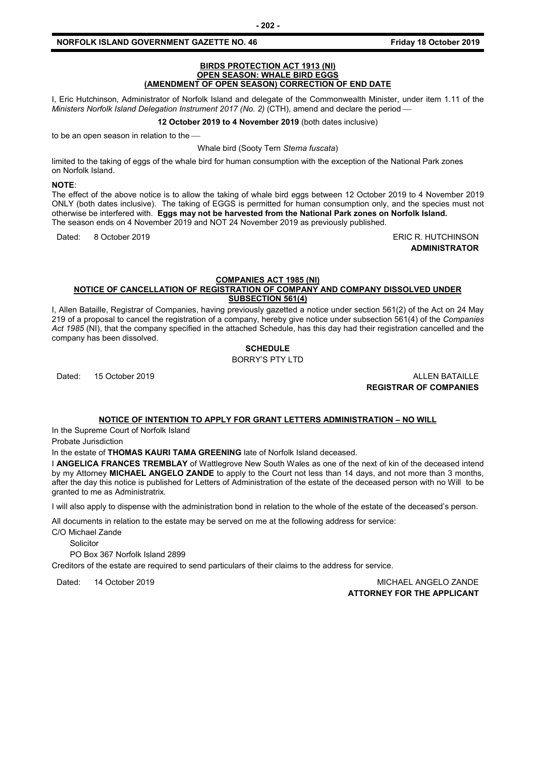## BIRDS PROTECTION ACT 1913 (NI)
## OPEN SEASON: WHALE BIRD EGGS
## (AMENDMENT OF OPEN SEASON) CORRECTION OF END DATE

I, Eric Hutchinson, Administrator of Norfolk Island and delegate of the Commonwealth Minister, under item 1.11 of the *Ministers Norfolk Island Delegation Instrument 2017 (No. 2)* (CTH), amend and declare the period —

**12 October 2019 to 4 November 2019** (both dates inclusive)

to be an open season in relation to the —

Whale bird (Sooty Tern *Sterna fuscata*)

limited to the taking of eggs of the whale bird for human consumption with the exception of the National Park zones on Norfolk Island.

**NOTE**:

The effect of the above notice is to allow the taking of whale bird eggs between 12 October 2019 to 4 November 2019 ONLY (both dates inclusive). The taking of EGGS is permitted for human consumption only, and the species must not otherwise be interfered with. **Eggs may not be harvested from the National Park zones on Norfolk Island.**
The season ends on 4 November 2019 and NOT 24 November 2019 as previously published.

Dated: 8 October 2019

ERIC R. HUTCHINSON
**ADMINISTRATOR**

## COMPANIES ACT 1985 (NI)
## NOTICE OF CANCELLATION OF REGISTRATION OF COMPANY AND COMPANY DISSOLVED UNDER SUBSECTION 561(4)

I, Allen Bataille, Registrar of Companies, having previously gazetted a notice under section 561(2) of the Act on 24 May 219 of a proposal to cancel the registration of a company, hereby give notice under subsection 561(4) of the *Companies Act 1985* (NI), that the company specified in the attached Schedule, has this day had their registration cancelled and the company has been dissolved.

**SCHEDULE**

BORRY'S PTY LTD

Dated: 15 October 2019

ALLEN BATAILLE
**REGISTRAR OF COMPANIES**

## NOTICE OF INTENTION TO APPLY FOR GRANT LETTERS ADMINISTRATION – NO WILL

In the Supreme Court of Norfolk Island

Probate Jurisdiction

In the estate of **THOMAS KAURI TAMA GREENING** late of Norfolk Island deceased.

I **ANGELICA FRANCES TREMBLAY** of Wattlegrove New South Wales as one of the next of kin of the deceased intend by my Attorney **MICHAEL ANGELO ZANDE** to apply to the Court not less than 14 days, and not more than 3 months, after the day this notice is published for Letters of Administration of the estate of the deceased person with no Will to be granted to me as Administratrix.

I will also apply to dispense with the administration bond in relation to the whole of the estate of the deceased's person.

All documents in relation to the estate may be served on me at the following address for service:

C/O Michael Zande
Solicitor
PO Box 367 Norfolk Island 2899

Creditors of the estate are required to send particulars of their claims to the address for service.

Dated: 14 October 2019

MICHAEL ANGELO ZANDE
**ATTORNEY FOR THE APPLICANT**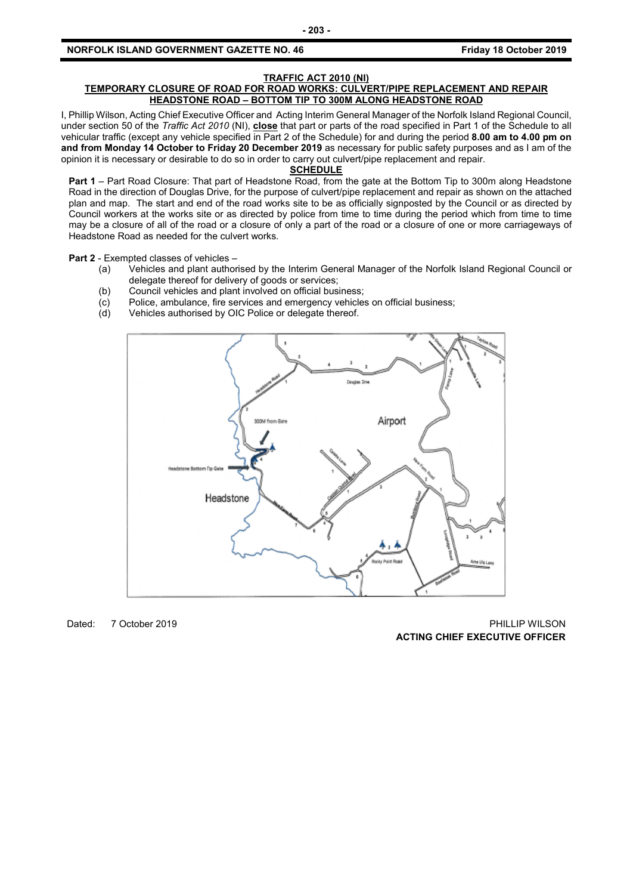**TRAFFIC ACT 2010 (NI)**

**TEMPORARY CLOSURE OF ROAD FOR ROAD WORKS: CULVERT/PIPE REPLACEMENT AND REPAIR HEADSTONE ROAD – BOTTOM TIP TO 300M ALONG HEADSTONE ROAD**

I, Phillip Wilson, Acting Chief Executive Officer and Acting Interim General Manager of the Norfolk Island Regional Council, under section 50 of the *Traffic Act 2010* (NI), **close** that part or parts of the road specified in Part 1 of the Schedule to all vehicular traffic (except any vehicle specified in Part 2 of the Schedule) for and during the period **8.00 am to 4.00 pm on and from Monday 14 October to Friday 20 December 2019** as necessary for public safety purposes and as I am of the opinion it is necessary or desirable to do so in order to carry out culvert/pipe replacement and repair.

**SCHEDULE**

**Part 1** – Part Road Closure: That part of Headstone Road, from the gate at the Bottom Tip to 300m along Headstone Road in the direction of Douglas Drive, for the purpose of culvert/pipe replacement and repair as shown on the attached plan and map. The start and end of the road works site to be as officially signposted by the Council or as directed by Council workers at the works site or as directed by police from time to time during the period which from time to time may be a closure of all of the road or a closure of only a part of the road or a closure of one or more carriageways of Headstone Road as needed for the culvert works.

**Part 2** - Exempted classes of vehicles –

(a) Vehicles and plant authorised by the Interim General Manager of the Norfolk Island Regional Council or delegate thereof for delivery of goods or services;

(b) Council vehicles and plant involved on official business;

(c) Police, ambulance, fire services and emergency vehicles on official business;

(d) Vehicles authorised by OIC Police or delegate thereof.

Dated: 7 October 2019

PHILLIP WILSON
**ACTING CHIEF EXECUTIVE OFFICER**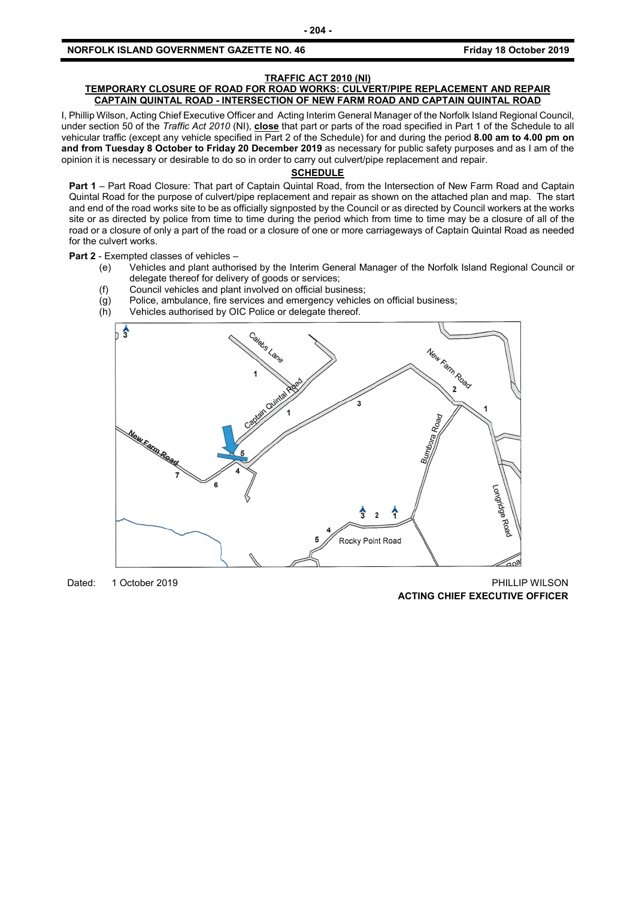**TRAFFIC ACT 2010 (NI)**

**TEMPORARY CLOSURE OF ROAD FOR ROAD WORKS: CULVERT/PIPE REPLACEMENT AND REPAIR CAPTAIN QUINTAL ROAD - INTERSECTION OF NEW FARM ROAD AND CAPTAIN QUINTAL ROAD**

I, Phillip Wilson, Acting Chief Executive Officer and Acting Interim General Manager of the Norfolk Island Regional Council, under section 50 of the *Traffic Act 2010* (NI), **close** that part or parts of the road specified in Part 1 of the Schedule to all vehicular traffic (except any vehicle specified in Part 2 of the Schedule) for and during the period **8.00 am to 4.00 pm on and from Tuesday 8 October to Friday 20 December 2019** as necessary for public safety purposes and as I am of the opinion it is necessary or desirable to do so in order to carry out culvert/pipe replacement and repair.

**SCHEDULE**

**Part 1** – Part Road Closure: That part of Captain Quintal Road, from the Intersection of New Farm Road and Captain Quintal Road for the purpose of culvert/pipe replacement and repair as shown on the attached plan and map. The start and end of the road works site to be as officially signposted by the Council or as directed by Council workers at the works site or as directed by police from time to time during the period which from time to time may be a closure of all of the road or a closure of only a part of the road or a closure of one or more carriageways of Captain Quintal Road as needed for the culvert works.

**Part 2** - Exempted classes of vehicles –

(e) Vehicles and plant authorised by the Interim General Manager of the Norfolk Island Regional Council or delegate thereof for delivery of goods or services;

(f) Council vehicles and plant involved on official business;

(g) Police, ambulance, fire services and emergency vehicles on official business;

(h) Vehicles authorised by OIC Police or delegate thereof.

Dated: 1 October 2019

PHILLIP WILSON
**ACTING CHIEF EXECUTIVE OFFICER**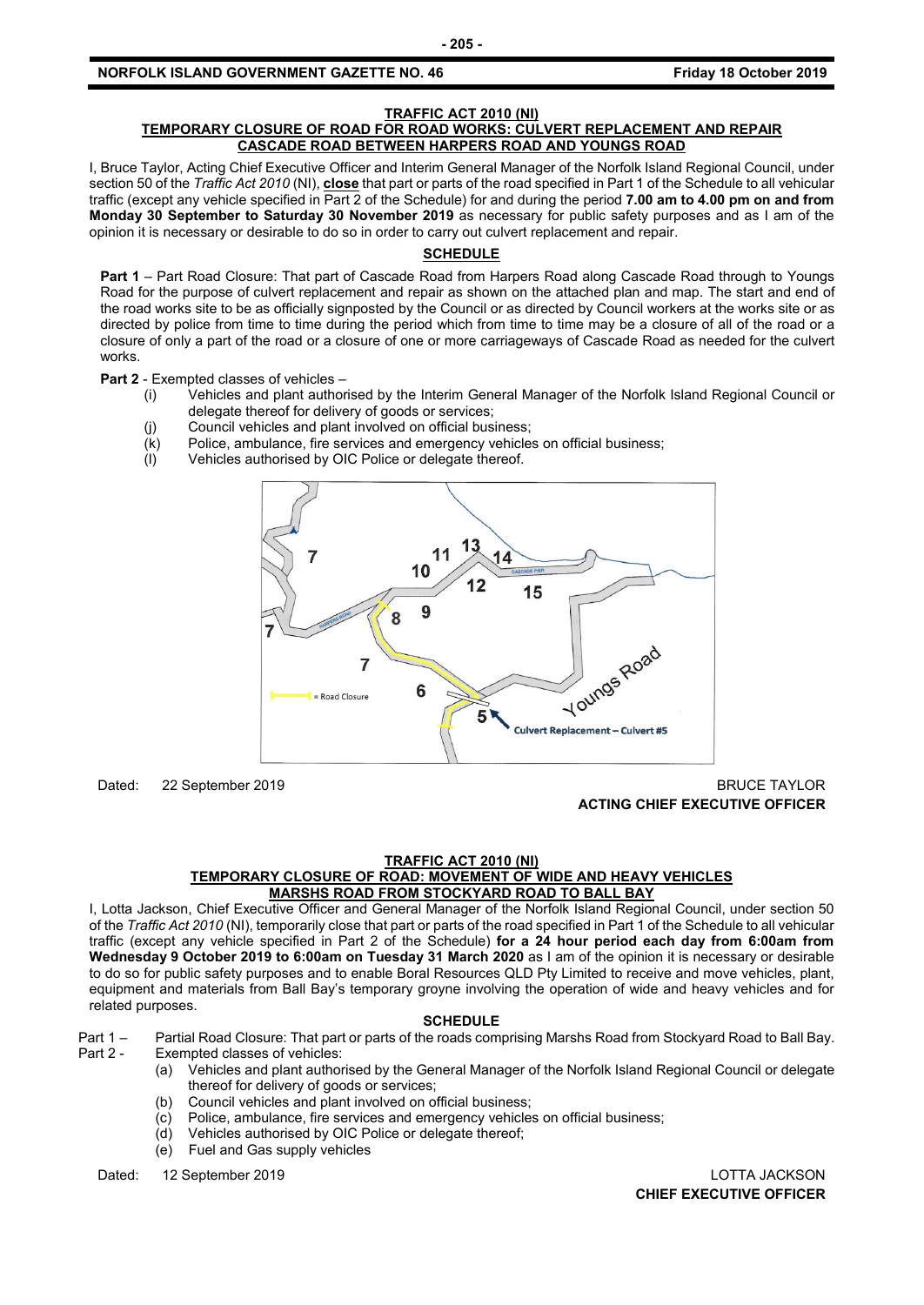**TRAFFIC ACT 2010 (NI)**

**TEMPORARY CLOSURE OF ROAD FOR ROAD WORKS: CULVERT REPLACEMENT AND REPAIR CASCADE ROAD BETWEEN HARPERS ROAD AND YOUNGS ROAD**

I, Bruce Taylor, Acting Chief Executive Officer and Interim General Manager of the Norfolk Island Regional Council, under section 50 of the *Traffic Act 2010* (NI), **close** that part or parts of the road specified in Part 1 of the Schedule to all vehicular traffic (except any vehicle specified in Part 2 of the Schedule) for and during the period **7.00 am to 4.00 pm on and from Monday 30 September to Saturday 30 November 2019** as necessary for public safety purposes and as I am of the opinion it is necessary or desirable to do so in order to carry out culvert replacement and repair.

**SCHEDULE**

**Part 1** – Part Road Closure: That part of Cascade Road from Harpers Road along Cascade Road through to Youngs Road for the purpose of culvert replacement and repair as shown on the attached plan and map. The start and end of the road works site to be as officially signposted by the Council or as directed by Council workers at the works site or as directed by police from time to time during the period which from time to time may be a closure of all of the road or a closure of only a part of the road or a closure of one or more carriageways of Cascade Road as needed for the culvert works.

**Part 2** - Exempted classes of vehicles –

(i) Vehicles and plant authorised by the Interim General Manager of the Norfolk Island Regional Council or delegate thereof for delivery of goods or services;
(j) Council vehicles and plant involved on official business;
(k) Police, ambulance, fire services and emergency vehicles on official business;
(l) Vehicles authorised by OIC Police or delegate thereof.

Dated: 22 September 2019

BRUCE TAYLOR
**ACTING CHIEF EXECUTIVE OFFICER**

**TRAFFIC ACT 2010 (NI)**

**TEMPORARY CLOSURE OF ROAD: MOVEMENT OF WIDE AND HEAVY VEHICLES MARSHS ROAD FROM STOCKYARD ROAD TO BALL BAY**

I, Lotta Jackson, Chief Executive Officer and General Manager of the Norfolk Island Regional Council, under section 50 of the *Traffic Act 2010* (NI), temporarily close that part or parts of the road specified in Part 1 of the Schedule to all vehicular traffic (except any vehicle specified in Part 2 of the Schedule) **for a 24 hour period each day from 6:00am from Wednesday 9 October 2019 to 6:00am on Tuesday 31 March 2020** as I am of the opinion it is necessary or desirable to do so for public safety purposes and to enable Boral Resources QLD Pty Limited to receive and move vehicles, plant, equipment and materials from Ball Bay's temporary groyne involving the operation of wide and heavy vehicles and for related purposes.

**SCHEDULE**

Part 1 – Partial Road Closure: That part or parts of the roads comprising Marshs Road from Stockyard Road to Ball Bay.

Part 2 - Exempted classes of vehicles:

(a) Vehicles and plant authorised by the General Manager of the Norfolk Island Regional Council or delegate thereof for delivery of goods or services;
(b) Council vehicles and plant involved on official business;
(c) Police, ambulance, fire services and emergency vehicles on official business;
(d) Vehicles authorised by OIC Police or delegate thereof;
(e) Fuel and Gas supply vehicles

Dated: 12 September 2019

LOTTA JACKSON
**CHIEF EXECUTIVE OFFICER**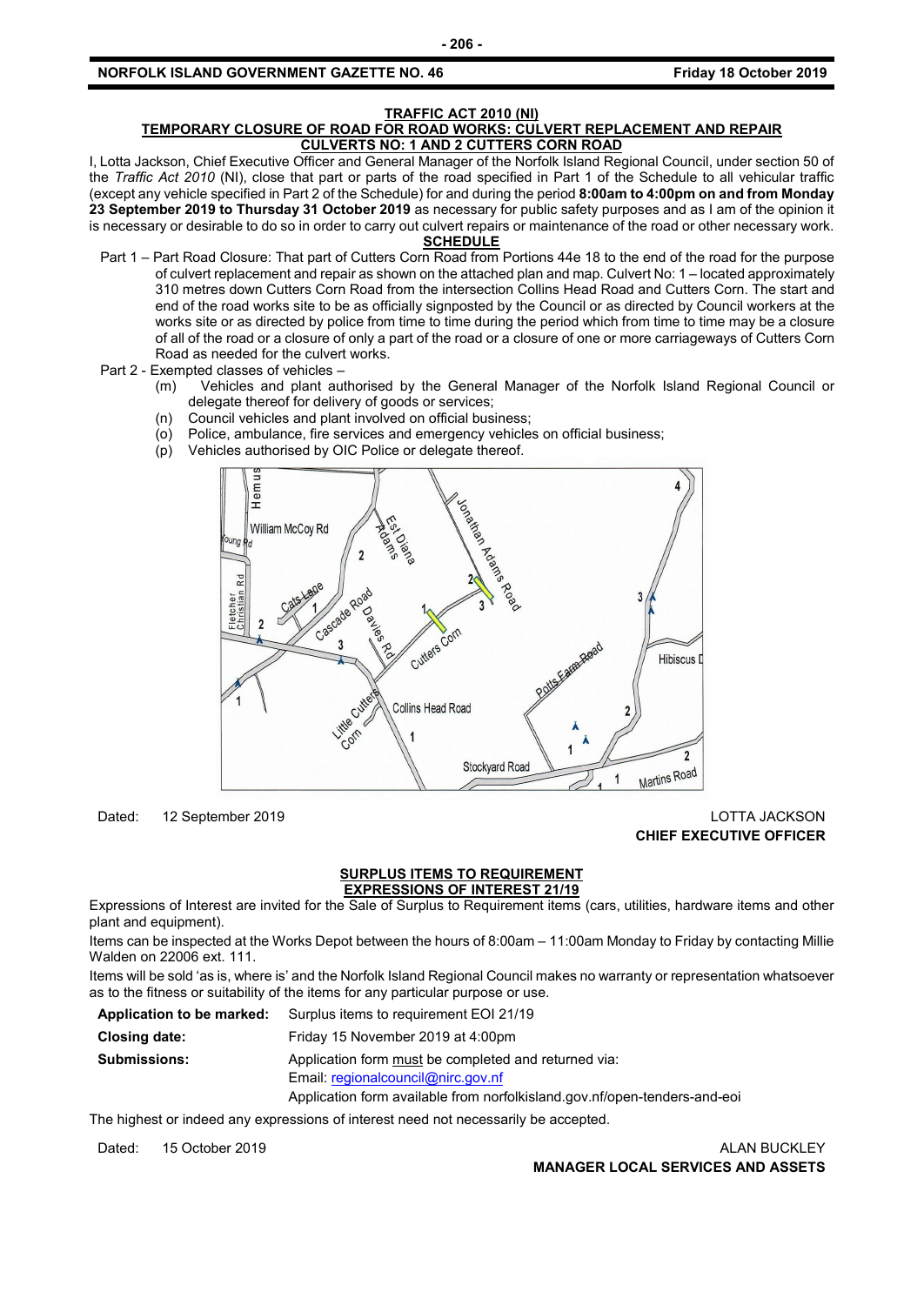**TRAFFIC ACT 2010 (NI)**

**TEMPORARY CLOSURE OF ROAD FOR ROAD WORKS: CULVERT REPLACEMENT AND REPAIR**

**CULVERTS NO: 1 AND 2 CUTTERS CORN ROAD**

I, Lotta Jackson, Chief Executive Officer and General Manager of the Norfolk Island Regional Council, under section 50 of the *Traffic Act 2010* (NI), close that part or parts of the road specified in Part 1 of the Schedule to all vehicular traffic (except any vehicle specified in Part 2 of the Schedule) for and during the period **8:00am to 4:00pm on and from Monday 23 September 2019 to Thursday 31 October 2019** as necessary for public safety purposes and as I am of the opinion it is necessary or desirable to do so in order to carry out culvert repairs or maintenance of the road or other necessary work.

**SCHEDULE**

Part 1 – Part Road Closure: That part of Cutters Corn Road from Portions 44e 18 to the end of the road for the purpose of culvert replacement and repair as shown on the attached plan and map. Culvert No: 1 – located approximately 310 metres down Cutters Corn Road from the intersection Collins Head Road and Cutters Corn. The start and end of the road works site to be as officially signposted by the Council or as directed by Council workers at the works site or as directed by police from time to time during the period which from time to time may be a closure of all of the road or a closure of only a part of the road or a closure of one or more carriageways of Cutters Corn Road as needed for the culvert works.

Part 2 - Exempted classes of vehicles –

(m) Vehicles and plant authorised by the General Manager of the Norfolk Island Regional Council or delegate thereof for delivery of goods or services;

(n) Council vehicles and plant involved on official business;

(o) Police, ambulance, fire services and emergency vehicles on official business;

(p) Vehicles authorised by OIC Police or delegate thereof.

Dated: 12 September 2019

LOTTA JACKSON
**CHIEF EXECUTIVE OFFICER**

**SURPLUS ITEMS TO REQUIREMENT**

**EXPRESSIONS OF INTEREST 21/19**

Expressions of Interest are invited for the Sale of Surplus to Requirement items (cars, utilities, hardware items and other plant and equipment).

Items can be inspected at the Works Depot between the hours of 8:00am – 11:00am Monday to Friday by contacting Millie Walden on 22006 ext. 111.

Items will be sold 'as is, where is' and the Norfolk Island Regional Council makes no warranty or representation whatsoever as to the fitness or suitability of the items for any particular purpose or use.

| | |
|---|---|
| **Application to be marked:** | Surplus items to requirement EOI 21/19 |
| **Closing date:** | Friday 15 November 2019 at 4:00pm |
| **Submissions:** | Application form must be completed and returned via:<br>Email: regionalcouncil@nirc.gov.nf<br>Application form available from norfolkisland.gov.nf/open-tenders-and-eoi |

The highest or indeed any expressions of interest need not necessarily be accepted.

Dated: 15 October 2019

ALAN BUCKLEY
**MANAGER LOCAL SERVICES AND ASSETS**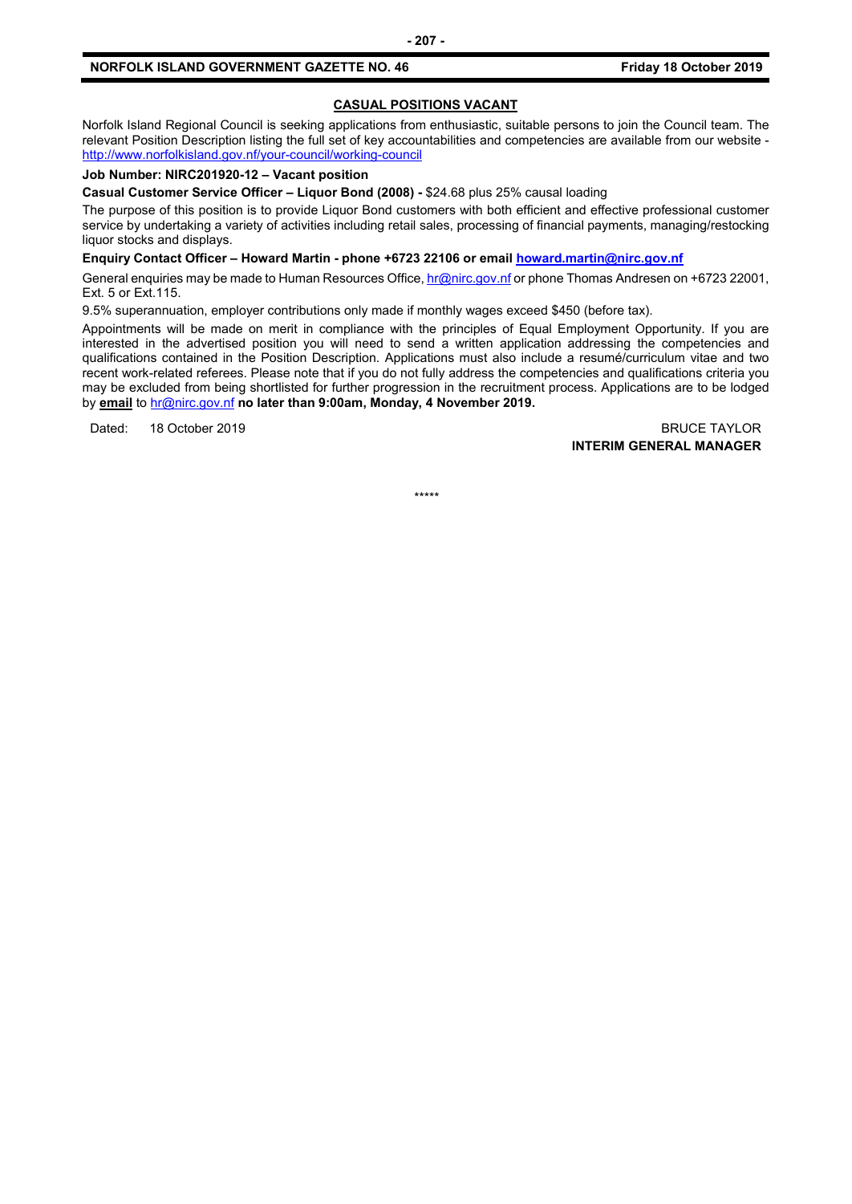## CASUAL POSITIONS VACANT

Norfolk Island Regional Council is seeking applications from enthusiastic, suitable persons to join the Council team. The relevant Position Description listing the full set of key accountabilities and competencies are available from our website - http://www.norfolkisland.gov.nf/your-council/working-council

**Job Number: NIRC201920-12 – Vacant position**

**Casual Customer Service Officer – Liquor Bond (2008) -** $24.68 plus 25% causal loading

The purpose of this position is to provide Liquor Bond customers with both efficient and effective professional customer service by undertaking a variety of activities including retail sales, processing of financial payments, managing/restocking liquor stocks and displays.

**Enquiry Contact Officer – Howard Martin - phone +6723 22106 or email howard.martin@nirc.gov.nf**

General enquiries may be made to Human Resources Office, hr@nirc.gov.nf or phone Thomas Andresen on +6723 22001, Ext. 5 or Ext.115.

9.5% superannuation, employer contributions only made if monthly wages exceed $450 (before tax).

Appointments will be made on merit in compliance with the principles of Equal Employment Opportunity. If you are interested in the advertised position you will need to send a written application addressing the competencies and qualifications contained in the Position Description. Applications must also include a resumé/curriculum vitae and two recent work-related referees. Please note that if you do not fully address the competencies and qualifications criteria you may be excluded from being shortlisted for further progression in the recruitment process. Applications are to be lodged by **email** to hr@nirc.gov.nf **no later than 9:00am, Monday, 4 November 2019.**

Dated: 18 October 2019

BRUCE TAYLOR
**INTERIM GENERAL MANAGER**

*****